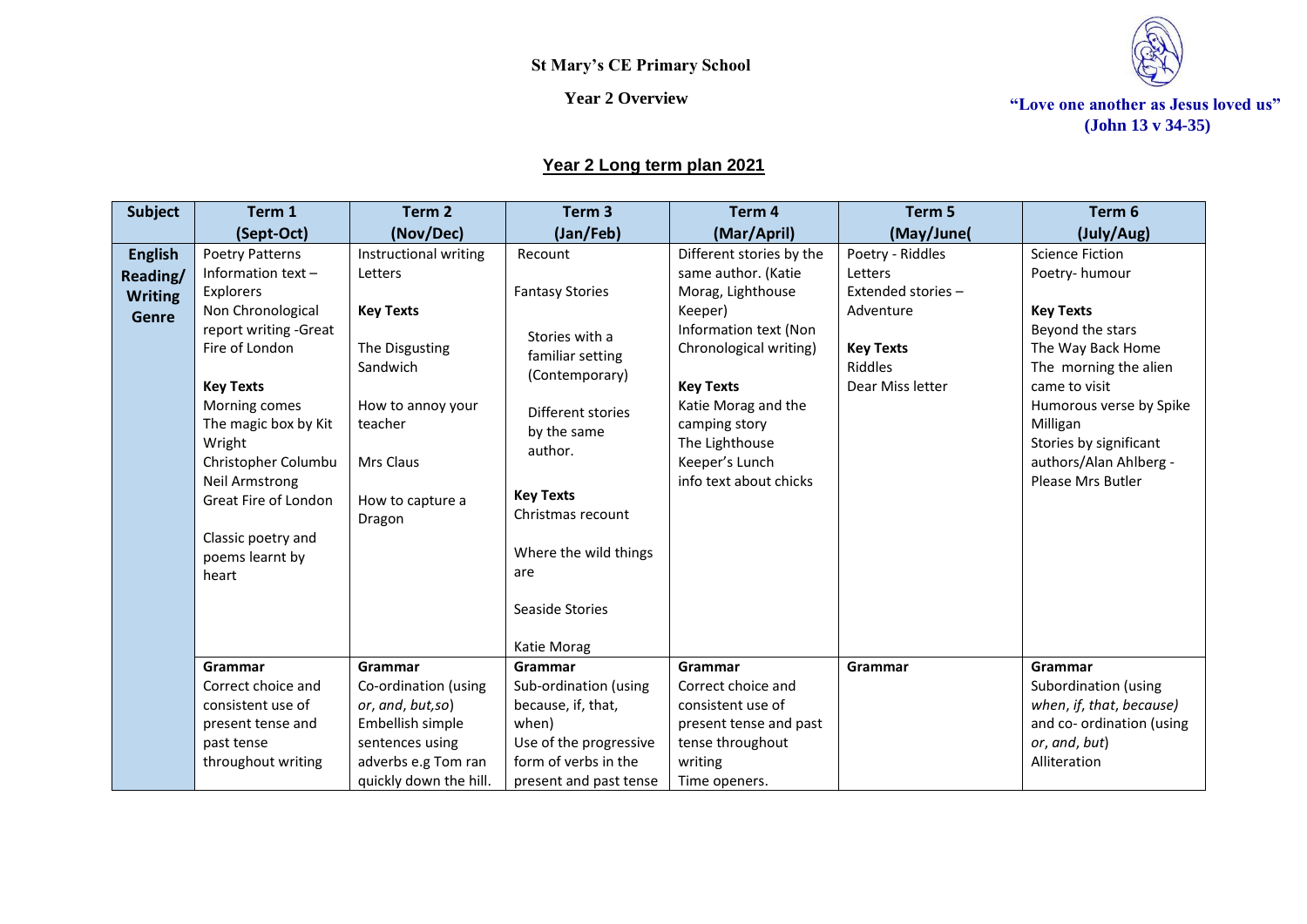St Mary's CE Primary School

Year 2 Overview

"Love one another as Jesus loved us" (John 13 v 34-35)

## Year 2 Long term plan 2021

| Subject | Term 1 (Sept-Oct) | Term 2 (Nov/Dec) | Term 3 (Jan/Feb) | Term 4 (Mar/April) | Term 5 (May/June( | Term 6 (July/Aug) |
|---|---|---|---|---|---|---|
| **English Reading/ Writing Genre** | Poetry Patterns<br>Information text – Explorers<br>Non Chronological report writing -Great Fire of London<br><br>**Key Texts**<br>Morning comes<br>The magic box by Kit Wright<br>Christopher Columbu<br>Neil Armstrong<br>Great Fire of London<br><br>Classic poetry and poems learnt by heart | Instructional writing<br>Letters<br><br>**Key Texts**<br><br>The Disgusting Sandwich<br><br>How to annoy your teacher<br><br>Mrs Claus<br><br>How to capture a Dragon | Recount<br><br>Fantasy Stories<br><br>Stories with a familiar setting (Contemporary)<br><br>Different stories by the same author.<br><br>**Key Texts**<br>Christmas recount<br><br>Where the wild things are<br><br>Seaside Stories<br><br>Katie Morag | Different stories by the same author. (Katie Morag, Lighthouse Keeper)<br>Information text (Non Chronological writing)<br><br>**Key Texts**<br>Katie Morag and the camping story<br>The Lighthouse Keeper's Lunch<br>info text about chicks | Poetry - Riddles<br>Letters<br>Extended stories – Adventure<br><br>**Key Texts**<br>Riddles<br>Dear Miss letter | Science Fiction<br>Poetry- humour<br><br>**Key Texts**<br>Beyond the stars<br>The Way Back Home<br>The morning the alien came to visit<br>Humorous verse by Spike Milligan<br>Stories by significant authors/Alan Ahlberg - Please Mrs Butler |
| | **Grammar**<br>Correct choice and consistent use of present tense and past tense throughout writing | **Grammar**<br>Co-ordination (using *or*, *and*, *but*,*so*)<br>Embellish simple sentences using adverbs e.g Tom ran quickly down the hill. | **Grammar**<br>Sub-ordination (using because, if, that, when)<br>Use of the progressive form of verbs in the present and past tense | **Grammar**<br>Correct choice and consistent use of present tense and past tense throughout writing<br>Time openers. | **Grammar** | **Grammar**<br>Subordination (using *when*, *if*, *that*, *because)*<br>and co- ordination (using *or*, *and*, *but*)<br>Alliteration |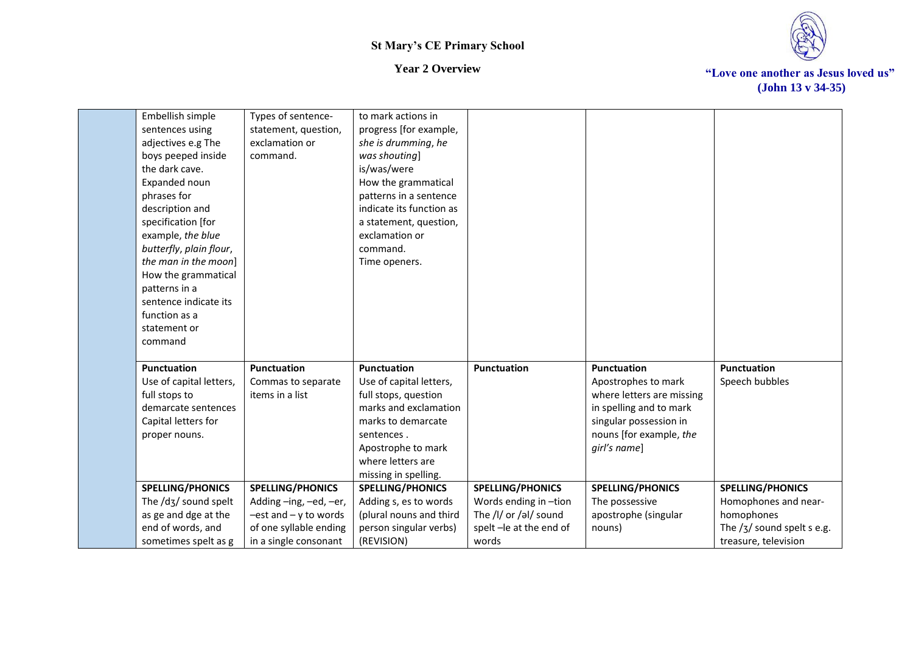# St Mary's CE Primary School

## Year 2 Overview

"Love one another as Jesus loved us" (John 13 v 34-35)

| | | | | | | |
|---|---|---|---|---|---|---|
| | Embellish simple sentences using adjectives e.g The boys peeped inside the dark cave.<br>Expanded noun phrases for description and specification [for example, *the blue butterfly*, *plain flour*, *the man in the moon*]<br>How the grammatical patterns in a sentence indicate its function as a statement or command | Types of sentence- statement, question, exclamation or command. | to mark actions in progress [for example, *she is drumming*, *he was shouting*]<br>is/was/were<br>How the grammatical patterns in a sentence indicate its function as a statement, question, exclamation or command.<br>Time openers. | | | |
| | **Punctuation**<br>Use of capital letters, full stops to demarcate sentences<br>Capital letters for proper nouns. | **Punctuation**<br>Commas to separate items in a list | **Punctuation**<br>Use of capital letters, full stops, question marks and exclamation marks to demarcate sentences .<br>Apostrophe to mark where letters are missing in spelling. | **Punctuation** | **Punctuation**<br>Apostrophes to mark where letters are missing in spelling and to mark singular possession in nouns [for example, *the girl's name*] | **Punctuation**<br>Speech bubbles |
| | **SPELLING/PHONICS**<br>The /dʒ/ sound spelt as ge and dge at the end of words, and sometimes spelt as g | **SPELLING/PHONICS**<br>Adding –ing, –ed, –er, –est and – y to words of one syllable ending in a single consonant | **SPELLING/PHONICS**<br>Adding s, es to words (plural nouns and third person singular verbs) (REVISION) | **SPELLING/PHONICS**<br>Words ending in –tion<br>The /l/ or /əl/ sound spelt –le at the end of words | **SPELLING/PHONICS**<br>The possessive apostrophe (singular nouns) | **SPELLING/PHONICS**<br>Homophones and near-homophones<br>The /ʒ/ sound spelt s e.g. treasure, television |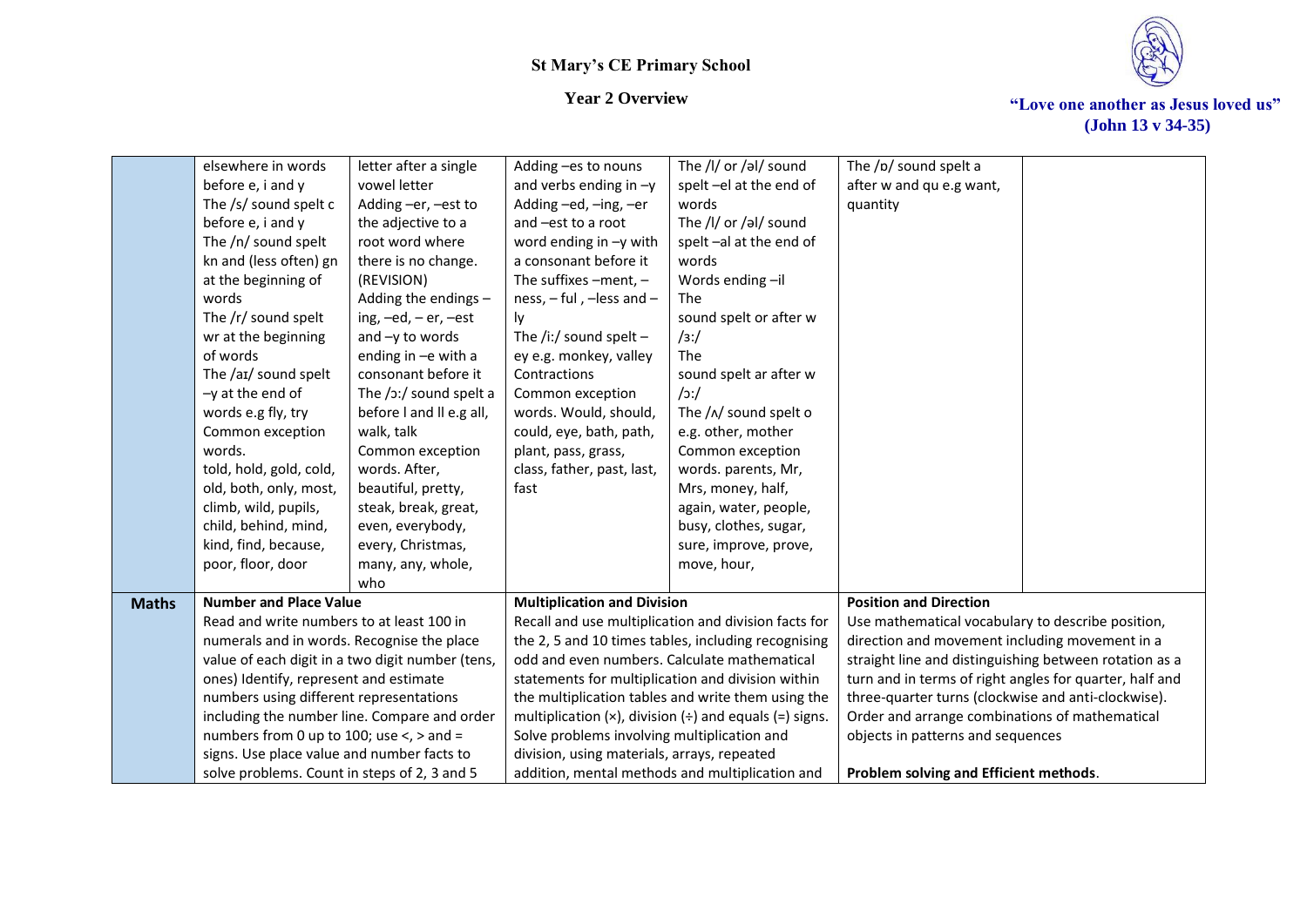# St Mary's CE Primary School

## Year 2 Overview

"Love one another as Jesus loved us" (John 13 v 34-35)

| | | | | | | |
|---|---|---|---|---|---|---|
| | elsewhere in words before e, i and y<br>The /s/ sound spelt c before e, i and y<br>The /n/ sound spelt kn and (less often) gn at the beginning of words<br>The /r/ sound spelt wr at the beginning of words<br>The /aɪ/ sound spelt –y at the end of words e.g fly, try<br>Common exception words.<br>told, hold, gold, cold, old, both, only, most, climb, wild, pupils, child, behind, mind, kind, find, because, poor, floor, door | letter after a single vowel letter<br>Adding –er, –est to the adjective to a root word where there is no change. (REVISION)<br>Adding the endings – ing, –ed, – er, –est and –y to words ending in –e with a consonant before it<br>The /ɔ:/ sound spelt a before l and ll e.g all, walk, talk<br>Common exception words. After, beautiful, pretty, steak, break, great, even, everybody, every, Christmas, many, any, whole, who | Adding –es to nouns and verbs ending in –y<br>Adding –ed, –ing, –er and –est to a root word ending in –y with a consonant before it<br>The suffixes –ment, –ness, – ful , –less and –ly<br>The /i:/ sound spelt – ey e.g. monkey, valley<br>Contractions<br>Common exception words. Would, should, could, eye, bath, path, plant, pass, grass, class, father, past, last, fast | The /l/ or /əl/ sound spelt –el at the end of words<br>The /l/ or /əl/ sound spelt –al at the end of words<br>Words ending –il<br>The sound spelt or after w /ɜ:/<br>The sound spelt ar after w /ɔ:/<br>The /ʌ/ sound spelt o e.g. other, mother<br>Common exception words. parents, Mr, Mrs, money, half, again, water, people, busy, clothes, sugar, sure, improve, prove, move, hour, | The /ɒ/ sound spelt a after w and qu e.g want, quantity | |
| **Maths** | **Number and Place Value**<br>Read and write numbers to at least 100 in numerals and in words. Recognise the place value of each digit in a two digit number (tens, ones) Identify, represent and estimate numbers using different representations including the number line. Compare and order numbers from 0 up to 100; use <, > and = signs. Use place value and number facts to solve problems. Count in steps of 2, 3 and 5 | | **Multiplication and Division**<br>Recall and use multiplication and division facts for the 2, 5 and 10 times tables, including recognising odd and even numbers. Calculate mathematical statements for multiplication and division within the multiplication tables and write them using the multiplication (×), division (÷) and equals (=) signs. Solve problems involving multiplication and division, using materials, arrays, repeated addition, mental methods and multiplication and | | **Position and Direction**<br>Use mathematical vocabulary to describe position, direction and movement including movement in a straight line and distinguishing between rotation as a turn and in terms of right angles for quarter, half and three-quarter turns (clockwise and anti-clockwise). Order and arrange combinations of mathematical objects in patterns and sequences<br><br>**Problem solving and Efficient methods**. | |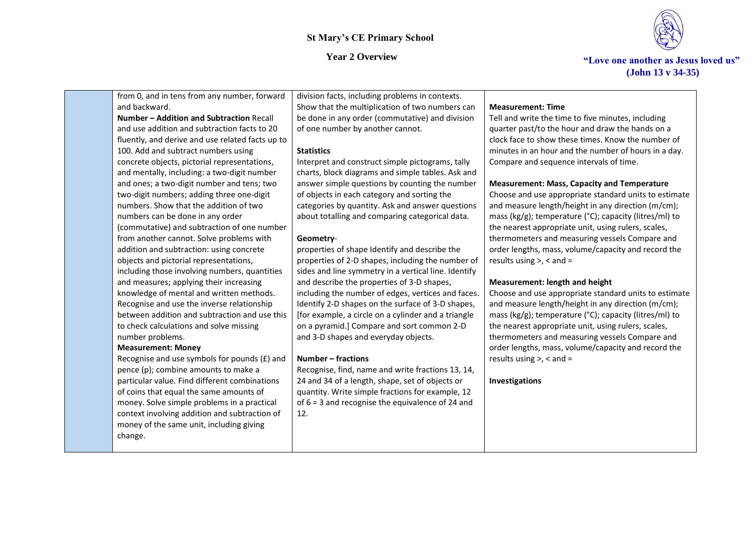# St Mary's CE Primary School

## Year 2 Overview

"Love one another as Jesus loved us" (John 13 v 34-35)

| | | | |
|---|---|---|---|
| | from 0, and in tens from any number, forward and backward.<br>**Number – Addition and Subtraction** Recall and use addition and subtraction facts to 20 fluently, and derive and use related facts up to 100. Add and subtract numbers using concrete objects, pictorial representations, and mentally, including: a two-digit number and ones; a two-digit number and tens; two two-digit numbers; adding three one-digit numbers. Show that the addition of two numbers can be done in any order (commutative) and subtraction of one number from another cannot. Solve problems with addition and subtraction: using concrete objects and pictorial representations, including those involving numbers, quantities and measures; applying their increasing knowledge of mental and written methods. Recognise and use the inverse relationship between addition and subtraction and use this to check calculations and solve missing number problems.<br>**Measurement: Money**<br>Recognise and use symbols for pounds (£) and pence (p); combine amounts to make a particular value. Find different combinations of coins that equal the same amounts of money. Solve simple problems in a practical context involving addition and subtraction of money of the same unit, including giving change. | division facts, including problems in contexts. Show that the multiplication of two numbers can be done in any order (commutative) and division of one number by another cannot.<br><br>**Statistics**<br>Interpret and construct simple pictograms, tally charts, block diagrams and simple tables. Ask and answer simple questions by counting the number of objects in each category and sorting the categories by quantity. Ask and answer questions about totalling and comparing categorical data.<br><br>**Geometry**-<br>properties of shape Identify and describe the properties of 2-D shapes, including the number of sides and line symmetry in a vertical line. Identify and describe the properties of 3-D shapes, including the number of edges, vertices and faces. Identify 2-D shapes on the surface of 3-D shapes, [for example, a circle on a cylinder and a triangle on a pyramid.] Compare and sort common 2-D and 3-D shapes and everyday objects.<br><br>**Number – fractions**<br>Recognise, find, name and write fractions 13, 14, 24 and 34 of a length, shape, set of objects or quantity. Write simple fractions for example, 12 of 6 = 3 and recognise the equivalence of 24 and 12. | **Measurement: Time**<br>Tell and write the time to five minutes, including quarter past/to the hour and draw the hands on a clock face to show these times. Know the number of minutes in an hour and the number of hours in a day. Compare and sequence intervals of time.<br><br>**Measurement: Mass, Capacity and Temperature**<br>Choose and use appropriate standard units to estimate and measure length/height in any direction (m/cm); mass (kg/g); temperature (°C); capacity (litres/ml) to the nearest appropriate unit, using rulers, scales, thermometers and measuring vessels Compare and order lengths, mass, volume/capacity and record the results using >, < and =<br><br>**Measurement: length and height**<br>Choose and use appropriate standard units to estimate and measure length/height in any direction (m/cm); mass (kg/g); temperature (°C); capacity (litres/ml) to the nearest appropriate unit, using rulers, scales, thermometers and measuring vessels Compare and order lengths, mass, volume/capacity and record the results using >, < and =<br><br>**Investigations** |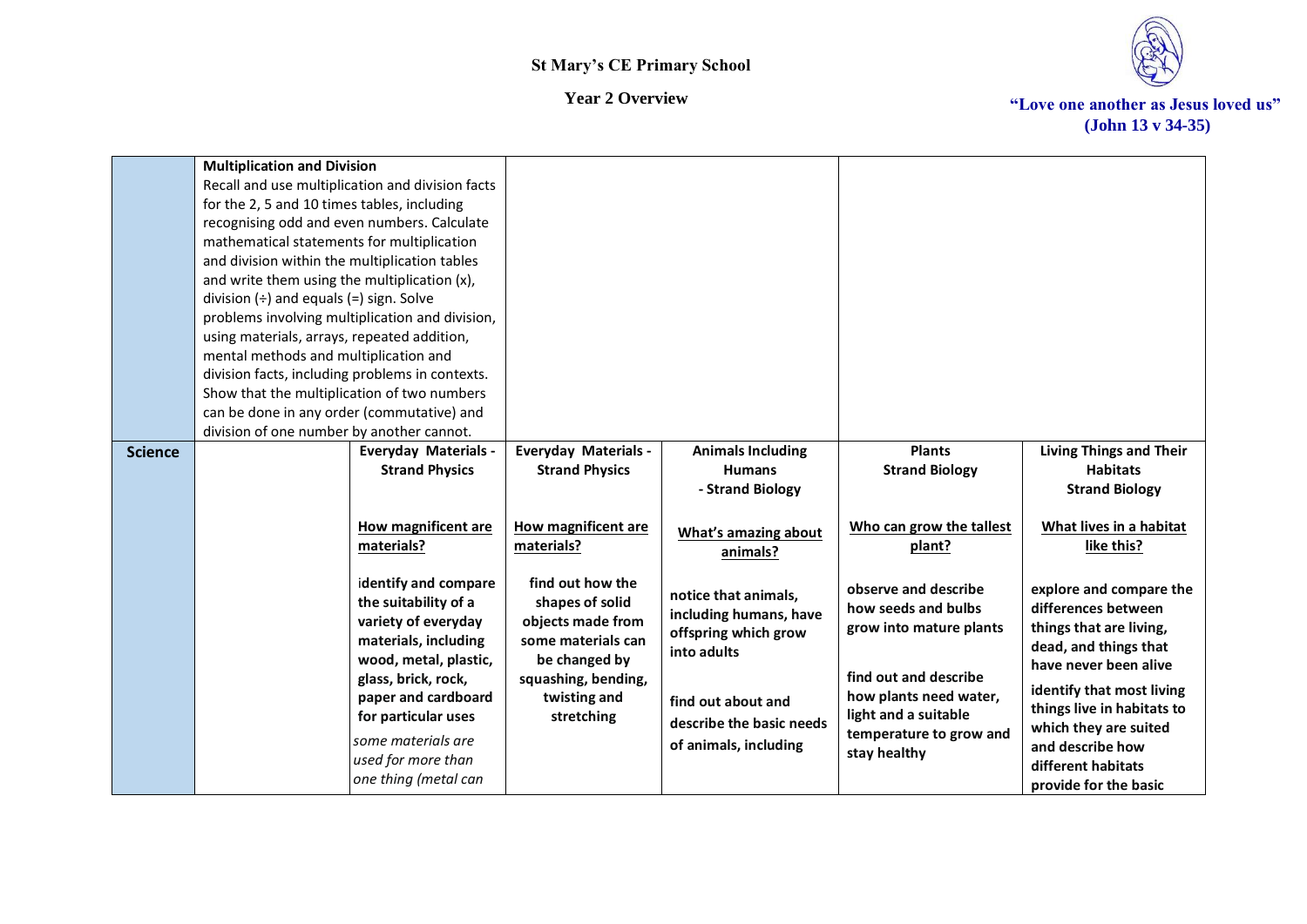# St Mary's CE Primary School

## Year 2 Overview

**"Love one another as Jesus loved us" (John 13 v 34-35)**

| | | | | | | |
|---|---|---|---|---|---|---|
| | **Multiplication and Division**<br>Recall and use multiplication and division facts for the 2, 5 and 10 times tables, including recognising odd and even numbers. Calculate mathematical statements for multiplication and division within the multiplication tables and write them using the multiplication (x), division (÷) and equals (=) sign. Solve problems involving multiplication and division, using materials, arrays, repeated addition, mental methods and multiplication and division facts, including problems in contexts. Show that the multiplication of two numbers can be done in any order (commutative) and division of one number by another cannot. | | | | | |
| **Science** | | **Everyday Materials - Strand Physics**<br><br>**How magnificent are materials?**<br><br>**identify and compare the suitability of a variety of everyday materials, including wood, metal, plastic, glass, brick, rock, paper and cardboard for particular uses**<br>*some materials are used for more than one thing (metal can* | **Everyday Materials - Strand Physics**<br><br>**How magnificent are materials?**<br><br>**find out how the shapes of solid objects made from some materials can be changed by squashing, bending, twisting and stretching** | **Animals Including Humans - Strand Biology**<br><br>**What's amazing about animals?**<br><br>**notice that animals, including humans, have offspring which grow into adults**<br><br>**find out about and describe the basic needs of animals, including** | **Plants Strand Biology**<br><br>**Who can grow the tallest plant?**<br><br>**observe and describe how seeds and bulbs grow into mature plants**<br><br>**find out and describe how plants need water, light and a suitable temperature to grow and stay healthy** | **Living Things and Their Habitats Strand Biology**<br><br>**What lives in a habitat like this?**<br><br>**explore and compare the differences between things that are living, dead, and things that have never been alive**<br><br>**identify that most living things live in habitats to which they are suited and describe how different habitats provide for the basic** |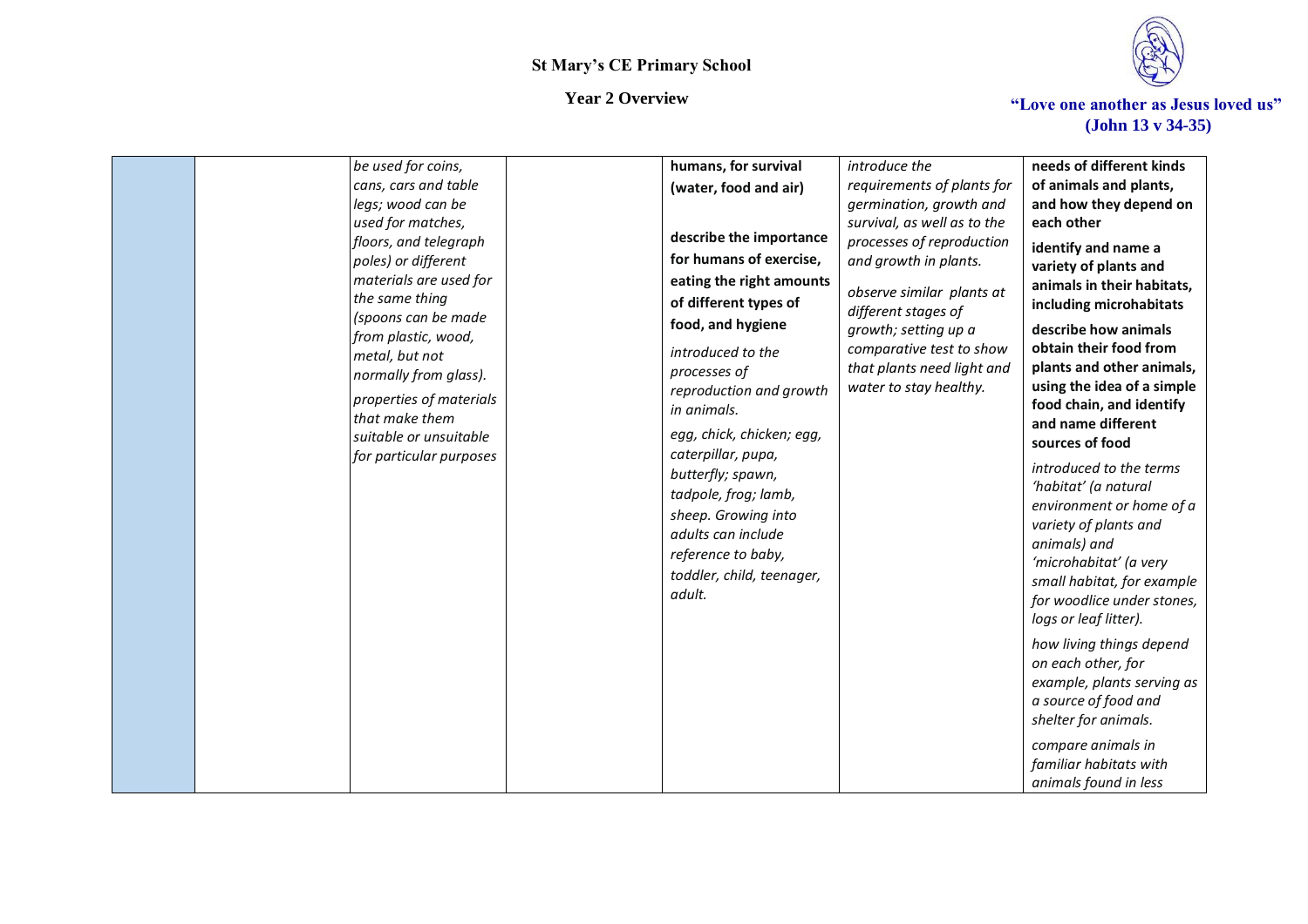# St Mary's CE Primary School

## Year 2 Overview

**"Love one another as Jesus loved us" (John 13 v 34-35)**

| | | | | | | |
|---|---|---|---|---|---|---|
| | | *be used for coins, cans, cars and table legs; wood can be used for matches, floors, and telegraph poles) or different materials are used for the same thing (spoons can be made from plastic, wood, metal, but not normally from glass).*<br><br>*properties of materials that make them suitable or unsuitable for particular purposes* | | **humans, for survival (water, food and air)**<br><br>**describe the importance for humans of exercise, eating the right amounts of different types of food, and hygiene**<br><br>*introduced to the processes of reproduction and growth in animals.*<br><br>*egg, chick, chicken; egg, caterpillar, pupa, butterfly; spawn, tadpole, frog; lamb, sheep. Growing into adults can include reference to baby, toddler, child, teenager, adult.* | *introduce the requirements of plants for germination, growth and survival, as well as to the processes of reproduction and growth in plants.*<br><br>*observe similar plants at different stages of growth; setting up a comparative test to show that plants need light and water to stay healthy.* | **needs of different kinds of animals and plants, and how they depend on each other**<br><br>**identify and name a variety of plants and animals in their habitats, including microhabitats**<br><br>**describe how animals obtain their food from plants and other animals, using the idea of a simple food chain, and identify and name different sources of food**<br><br>*introduced to the terms 'habitat' (a natural environment or home of a variety of plants and animals) and 'microhabitat' (a very small habitat, for example for woodlice under stones, logs or leaf litter).*<br><br>*how living things depend on each other, for example, plants serving as a source of food and shelter for animals.*<br><br>*compare animals in familiar habitats with animals found in less* |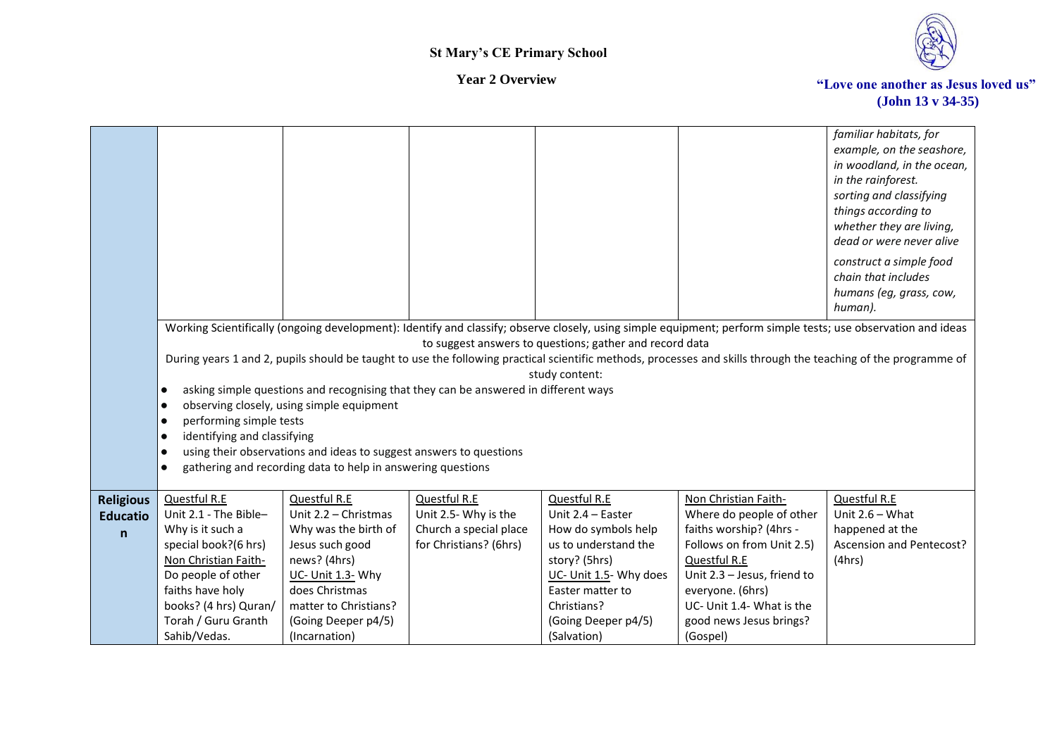# St Mary's CE Primary School

## Year 2 Overview

**"Love one another as Jesus loved us" (John 13 v 34-35)**

| | | | | | | |
|---|---|---|---|---|---|---|
| | | | | | | *familiar habitats, for example, on the seashore, in woodland, in the ocean, in the rainforest.* *sorting and classifying things according to whether they are living, dead or were never alive* *construct a simple food chain that includes humans (eg, grass, cow, human).* |
| | Working Scientifically (ongoing development): Identify and classify; observe closely, using simple equipment; perform simple tests; use observation and ideas to suggest answers to questions; gather and record data<br>During years 1 and 2, pupils should be taught to use the following practical scientific methods, processes and skills through the teaching of the programme of study content:<br>● asking simple questions and recognising that they can be answered in different ways<br>● observing closely, using simple equipment<br>● performing simple tests<br>● identifying and classifying<br>● using their observations and ideas to suggest answers to questions<br>● gathering and recording data to help in answering questions | | | | | |
| **Religious Education** | Questful R.E<br>Unit 2.1 - The Bible– Why is it such a special book?(6 hrs)<br>Non Christian Faith-<br>Do people of other faiths have holy books? (4 hrs) Quran/ Torah / Guru Granth Sahib/Vedas. | Questful R.E<br>Unit 2.2 – Christmas Why was the birth of Jesus such good news? (4hrs)<br>UC- Unit 1.3- Why does Christmas matter to Christians? (Going Deeper p4/5) (Incarnation) | Questful R.E<br>Unit 2.5- Why is the Church a special place for Christians? (6hrs) | Questful R.E<br>Unit 2.4 – Easter How do symbols help us to understand the story? (5hrs)<br>UC- Unit 1.5- Why does Easter matter to Christians? (Going Deeper p4/5) (Salvation) | Non Christian Faith-<br>Where do people of other faiths worship? (4hrs - Follows on from Unit 2.5)<br>Questful R.E<br>Unit 2.3 – Jesus, friend to everyone. (6hrs)<br>UC- Unit 1.4- What is the good news Jesus brings? (Gospel) | Questful R.E<br>Unit 2.6 – What happened at the Ascension and Pentecost? (4hrs) |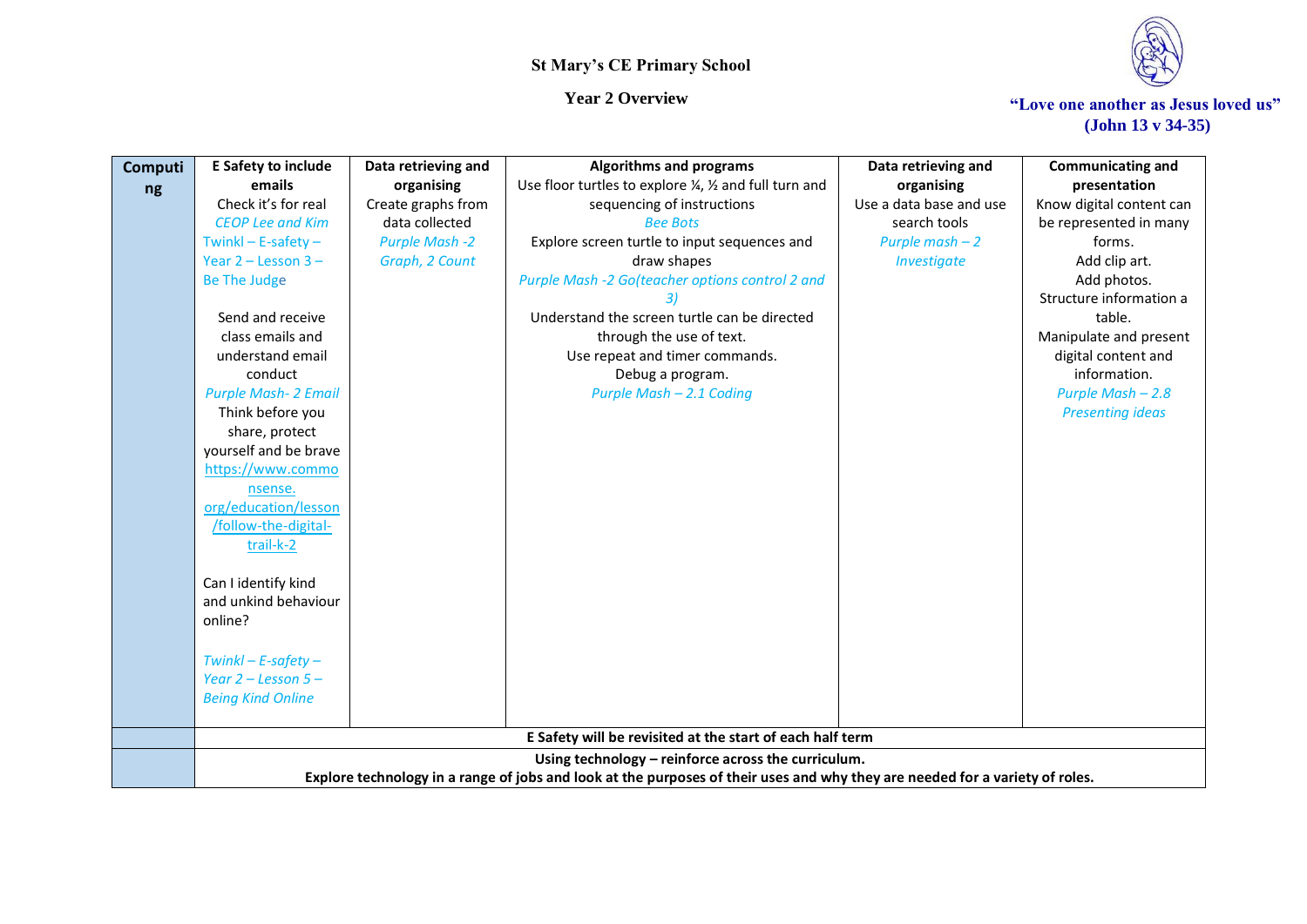St Mary's CE Primary School

Year 2 Overview

"Love one another as Jesus loved us" (John 13 v 34-35)

| Computing | E Safety to include emails | Data retrieving and organising | Algorithms and programs | Data retrieving and organising | Communicating and presentation |
|---|---|---|---|---|---|
| | Check it's for real<br>*CEOP Lee and Kim*<br>Twinkl – E-safety – Year 2 – Lesson 3 – Be The Judge<br><br>Send and receive class emails and understand email conduct<br>*Purple Mash- 2 Email*<br>Think before you share, protect yourself and be brave<br>https://www.commonsense.org/education/lesson/follow-the-digital-trail-k-2<br><br>Can I identify kind and unkind behaviour online?<br><br>*Twinkl – E-safety – Year 2 – Lesson 5 – Being Kind Online* | Create graphs from data collected<br>*Purple Mash -2 Graph, 2 Count* | Use floor turtles to explore ¼, ½ and full turn and sequencing of instructions<br>*Bee Bots*<br>Explore screen turtle to input sequences and draw shapes<br>*Purple Mash -2 Go(teacher options control 2 and 3)*<br>Understand the screen turtle can be directed through the use of text.<br>Use repeat and timer commands.<br>Debug a program.<br>*Purple Mash – 2.1 Coding* | Use a data base and use search tools<br>*Purple mash – 2 Investigate* | Know digital content can be represented in many forms.<br>Add clip art.<br>Add photos.<br>Structure information a table.<br>Manipulate and present digital content and information.<br>*Purple Mash – 2.8 Presenting ideas* |
| | **E Safety will be revisited at the start of each half term** | | | | |
| | **Using technology – reinforce across the curriculum.<br>Explore technology in a range of jobs and look at the purposes of their uses and why they are needed for a variety of roles.** | | | | |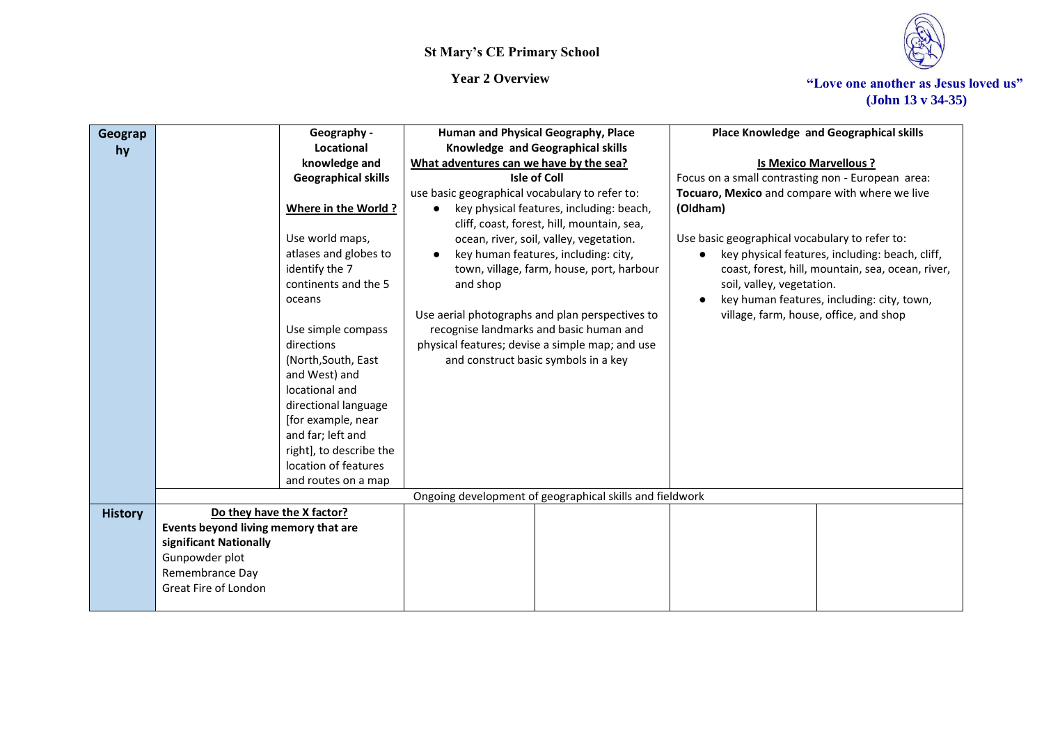St Mary's CE Primary School

Year 2 Overview

"Love one another as Jesus loved us" (John 13 v 34-35)

| | | | | | | |
|---|---|---|---|---|---|---|
| **Geography** | | **Geography - Locational knowledge and Geographical skills**<br><br>**Where in the World ?**<br><br>Use world maps, atlases and globes to identify the 7 continents and the 5 oceans<br><br>Use simple compass directions (North,South, East and West) and locational and directional language [for example, near and far; left and right], to describe the location of features and routes on a map | **Human and Physical Geography, Place Knowledge and Geographical skills**<br>**What adventures can we have by the sea?**<br>**Isle of Coll**<br>use basic geographical vocabulary to refer to:<br>• key physical features, including: beach, cliff, coast, forest, hill, mountain, sea, ocean, river, soil, valley, vegetation.<br>• key human features, including: city, town, village, farm, house, port, harbour and shop<br><br>Use aerial photographs and plan perspectives to recognise landmarks and basic human and physical features; devise a simple map; and use and construct basic symbols in a key | | **Place Knowledge and Geographical skills**<br><br>**Is Mexico Marvellous ?**<br>Focus on a small contrasting non - European area: **Tocuaro, Mexico** and compare with where we live **(Oldham)**<br><br>Use basic geographical vocabulary to refer to:<br>• key physical features, including: beach, cliff, coast, forest, hill, mountain, sea, ocean, river, soil, valley, vegetation.<br>• key human features, including: city, town, village, farm, house, office, and shop | |
| | Ongoing development of geographical skills and fieldwork | | | | | |
| **History** | **Do they have the X factor?**<br>**Events beyond living memory that are significant Nationally**<br>Gunpowder plot<br>Remembrance Day<br>Great Fire of London | | | | | |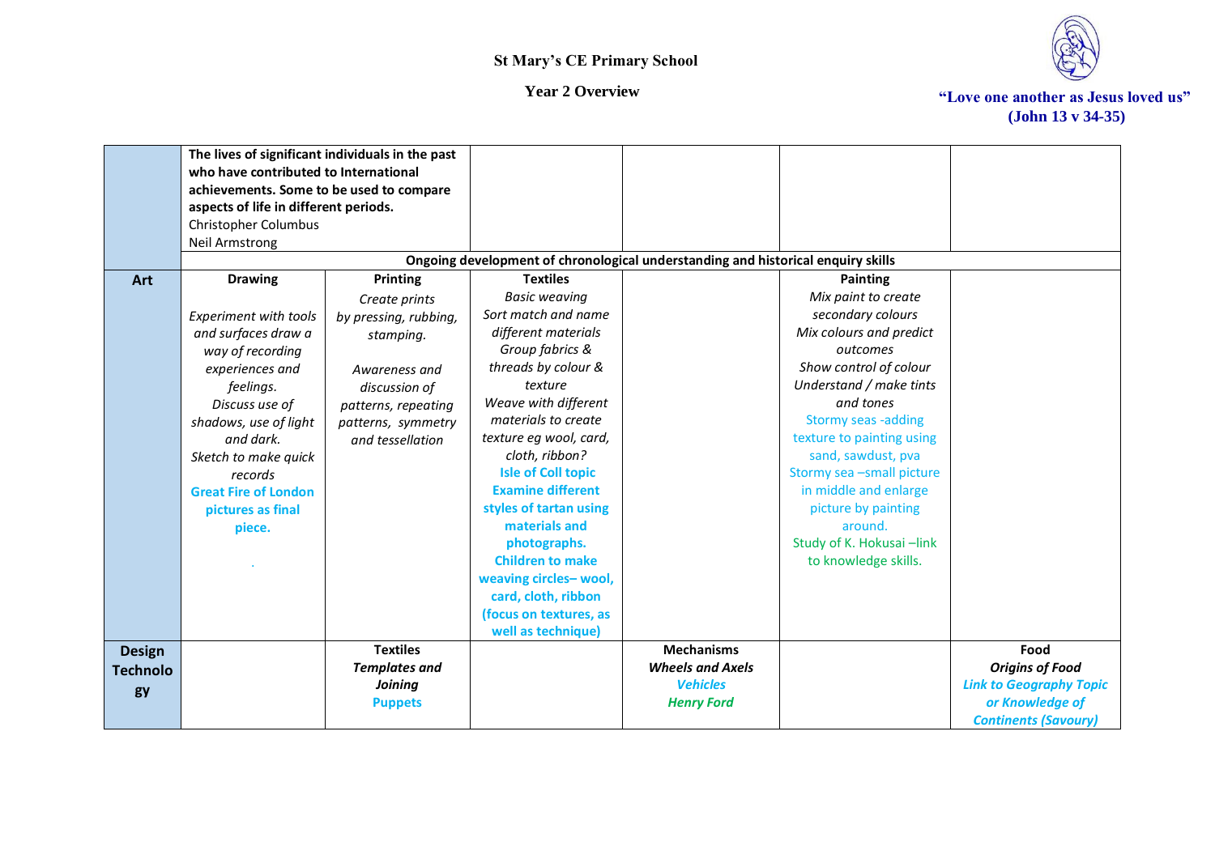# St Mary's CE Primary School

## Year 2 Overview

"Love one another as Jesus loved us" (John 13 v 34-35)

| | | | | | | |
|---|---|---|---|---|---|---|
| | **The lives of significant individuals in the past who have contributed to International achievements. Some to be used to compare aspects of life in different periods.** Christopher Columbus Neil Armstrong | | | | | |
| | **Ongoing development of chronological understanding and historical enquiry skills** | | | | | |
| **Art** | **Drawing** *Experiment with tools and surfaces draw a way of recording experiences and feelings.* *Discuss use of shadows, use of light and dark.* *Sketch to make quick records* **Great Fire of London pictures as final piece.** . | **Printing** *Create prints by pressing, rubbing, stamping.* *Awareness and discussion of patterns, repeating patterns, symmetry and tessellation* | **Textiles** *Basic weaving* *Sort match and name different materials* *Group fabrics & threads by colour & texture* *Weave with different materials to create texture eg wool, card, cloth, ribbon?* **Isle of Coll topic Examine different styles of tartan using materials and photographs. Children to make weaving circles– wool, card, cloth, ribbon (focus on textures, as well as technique)** | | **Painting** *Mix paint to create secondary colours* *Mix colours and predict outcomes* *Show control of colour* *Understand / make tints and tones* Stormy seas -adding texture to painting using sand, sawdust, pva Stormy sea –small picture in middle and enlarge picture by painting around. Study of K. Hokusai –link to knowledge skills. | |
| **Design Technology** | | **Textiles** ***Templates and Joining*** ***Puppets*** | | **Mechanisms** ***Wheels and Axels*** ***Vehicles*** ***Henry Ford*** | | **Food** ***Origins of Food*** ***Link to Geography Topic or Knowledge of Continents (Savoury)*** |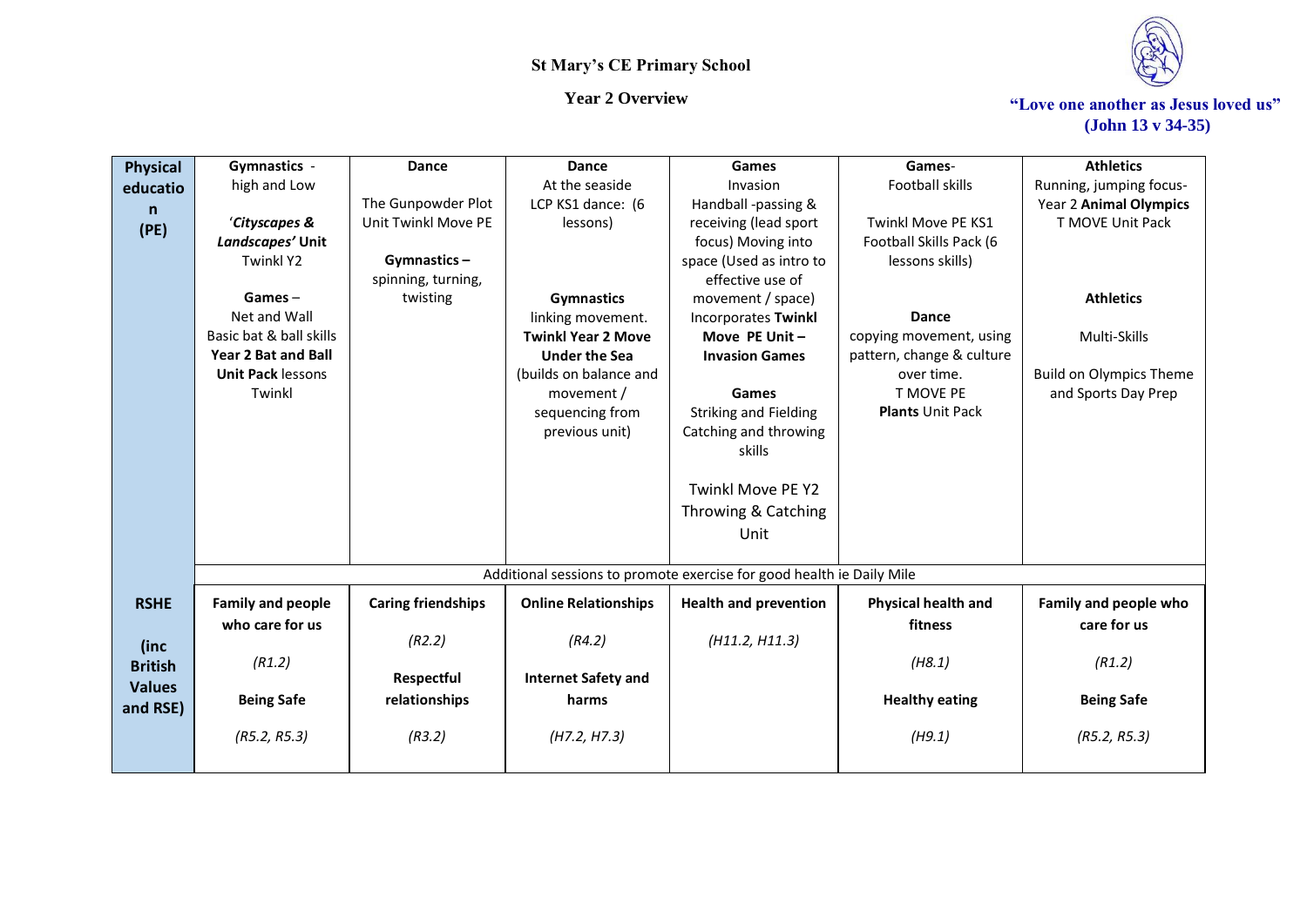St Mary's CE Primary School

Year 2 Overview

"Love one another as Jesus loved us" (John 13 v 34-35)

| | | | | | | |
|---|---|---|---|---|---|---|
| **Physical education (PE)** | **Gymnastics** - high and Low<br><br>'***Cityscapes & Landscapes'*** **Unit** Twinkl Y2<br><br>**Games** – Net and Wall Basic bat & ball skills **Year 2 Bat and Ball Unit Pack** lessons Twinkl | **Dance**<br><br>The Gunpowder Plot Unit Twinkl Move PE<br><br>**Gymnastics** – spinning, turning, twisting | **Dance**<br>At the seaside LCP KS1 dance: (6 lessons)<br><br>**Gymnastics** linking movement. **Twinkl Year 2 Move Under the Sea** (builds on balance and movement / sequencing from previous unit) | **Games**<br>Invasion Handball -passing & receiving (lead sport focus) Moving into space (Used as intro to effective use of movement / space) Incorporates **Twinkl Move PE Unit – Invasion Games**<br><br>**Games** Striking and Fielding Catching and throwing skills<br><br>Twinkl Move PE Y2 Throwing & Catching Unit | **Games**- Football skills<br><br>Twinkl Move PE KS1 Football Skills Pack (6 lessons skills)<br><br>**Dance** copying movement, using pattern, change & culture over time. T MOVE PE **Plants** Unit Pack | **Athletics**<br>Running, jumping focus- Year 2 **Animal Olympics** T MOVE Unit Pack<br><br>**Athletics**<br><br>Multi-Skills<br><br>Build on Olympics Theme and Sports Day Prep |
| | Additional sessions to promote exercise for good health ie Daily Mile | | | | | |
| **RSHE (inc British Values and RSE)** | **Family and people who care for us**<br><br>*(R1.2)*<br><br>**Being Safe**<br><br>*(R5.2, R5.3)* | **Caring friendships**<br><br>*(R2.2)*<br><br>**Respectful relationships**<br><br>*(R3.2)* | **Online Relationships**<br><br>*(R4.2)*<br><br>**Internet Safety and harms**<br><br>*(H7.2, H7.3)* | **Health and prevention**<br><br>*(H11.2, H11.3)* | **Physical health and fitness**<br><br>*(H8.1)*<br><br>**Healthy eating**<br><br>*(H9.1)* | **Family and people who care for us**<br><br>*(R1.2)*<br><br>**Being Safe**<br><br>*(R5.2, R5.3)* |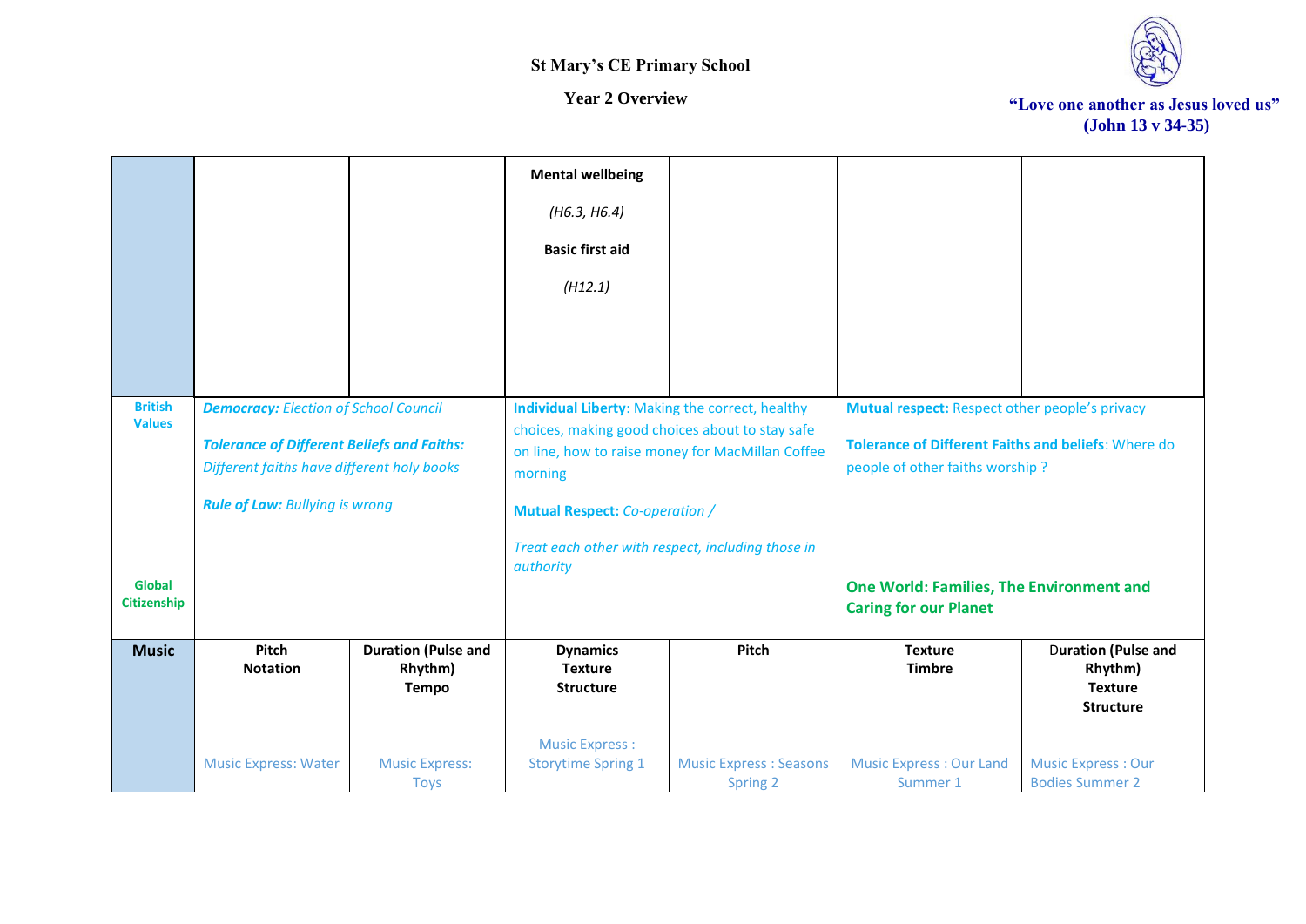# St Mary's CE Primary School

## Year 2 Overview

"Love one another as Jesus loved us" (John 13 v 34-35)

| | | | | | | |
|---|---|---|---|---|---|---|
| | | | **Mental wellbeing**<br><br>*(H6.3, H6.4)*<br><br>**Basic first aid**<br><br>*(H12.1)* | | | |
| **British Values** | ***Democracy:*** *Election of School Council*<br><br>***Tolerance of Different Beliefs and Faiths:*** *Different faiths have different holy books*<br><br>***Rule of Law:*** *Bullying is wrong* | | **Individual Liberty**: Making the correct, healthy choices, making good choices about to stay safe on line, how to raise money for MacMillan Coffee morning<br><br>**Mutual Respect:** *Co-operation /*<br><br>*Treat each other with respect, including those in authority* | | **Mutual respect:** Respect other people's privacy<br><br>**Tolerance of Different Faiths and beliefs**: Where do people of other faiths worship ? | |
| **Global Citizenship** | | | | | **One World: Families, The Environment and Caring for our Planet** | |
| **Music** | **Pitch**<br>**Notation**<br><br>Music Express: Water | **Duration (Pulse and Rhythm)**<br>**Tempo**<br><br>Music Express: Toys | **Dynamics**<br>**Texture**<br>**Structure**<br><br>Music Express : Storytime Spring 1 | **Pitch**<br><br>Music Express : Seasons Spring 2 | **Texture**<br>**Timbre**<br><br>Music Express : Our Land Summer 1 | **Duration (Pulse and Rhythm)**<br>**Texture**<br>**Structure**<br><br>Music Express : Our Bodies Summer 2 |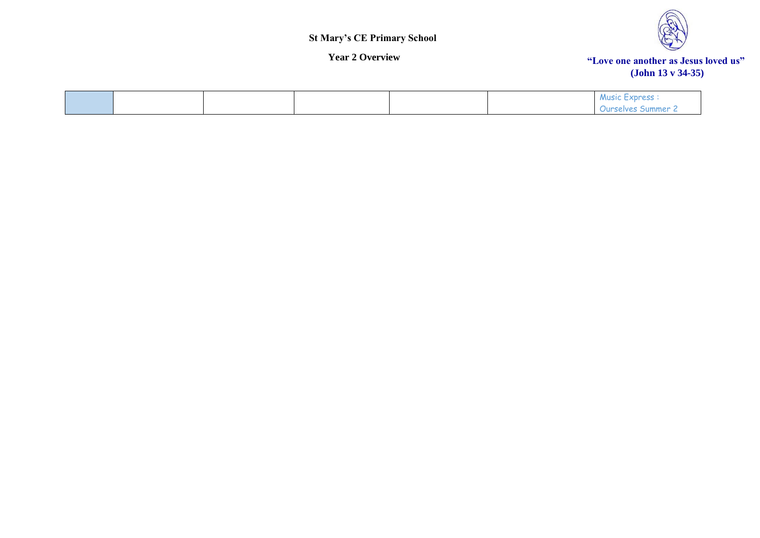St Mary's CE Primary School

Year 2 Overview

"Love one another as Jesus loved us" (John 13 v 34-35)

| | | | | | | |
|---|---|---|---|---|---|---|
| | | | | | | Music Express : Ourselves Summer 2 |